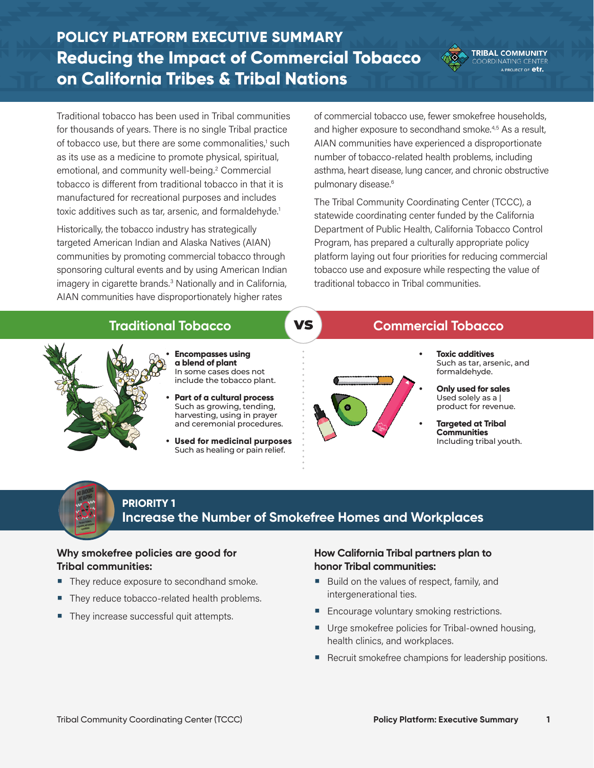# POLICY PLATFORM EXECUTIVE SUMMARY

# Reducing the Impact of Commercial Tobacco on California Tribes & Tribal Nations

TRIBAL COMMUNITY COORDINATING CENTER
A PROJECT OF etr.

Traditional tobacco has been used in Tribal communities for thousands of years. There is no single Tribal practice of tobacco use, but there are some commonalities,[1] such as its use as a medicine to promote physical, spiritual, emotional, and community well-being.[2] Commercial tobacco is different from traditional tobacco in that it is manufactured for recreational purposes and includes toxic additives such as tar, arsenic, and formaldehyde.[1]

Historically, the tobacco industry has strategically targeted American Indian and Alaska Natives (AIAN) communities by promoting commercial tobacco through sponsoring cultural events and by using American Indian imagery in cigarette brands.[3] Nationally and in California, AIAN communities have disproportionately higher rates of commercial tobacco use, fewer smokefree households, and higher exposure to secondhand smoke.[4,5] As a result, AIAN communities have experienced a disproportionate number of tobacco-related health problems, including asthma, heart disease, lung cancer, and chronic obstructive pulmonary disease.[6]

The Tribal Community Coordinating Center (TCCC), a statewide coordinating center funded by the California Department of Public Health, California Tobacco Control Program, has prepared a culturally appropriate policy platform laying out four priorities for reducing commercial tobacco use and exposure while respecting the value of traditional tobacco in Tribal communities.

## Traditional Tobacco VS Commercial Tobacco

### Traditional Tobacco

- **Encompasses using a blend of plant**
  In some cases does not include the tobacco plant.
- **Part of a cultural process**
  Such as growing, tending, harvesting, using in prayer and ceremonial procedures.
- **Used for medicinal purposes**
  Such as healing or pain relief.

### Commercial Tobacco

- **Toxic additives**
  Such as tar, arsenic, and formaldehyde.
- **Only used for sales**
  Used solely as a | product for revenue.
- **Targeted at Tribal Communities**
  Including tribal youth.

## PRIORITY 1
## Increase the Number of Smokefree Homes and Workplaces

### Why smokefree policies are good for Tribal communities:

- They reduce exposure to secondhand smoke.
- They reduce tobacco-related health problems.
- They increase successful quit attempts.

### How California Tribal partners plan to honor Tribal communities:

- Build on the values of respect, family, and intergenerational ties.
- Encourage voluntary smoking restrictions.
- Urge smokefree policies for Tribal-owned housing, health clinics, and workplaces.
- Recruit smokefree champions for leadership positions.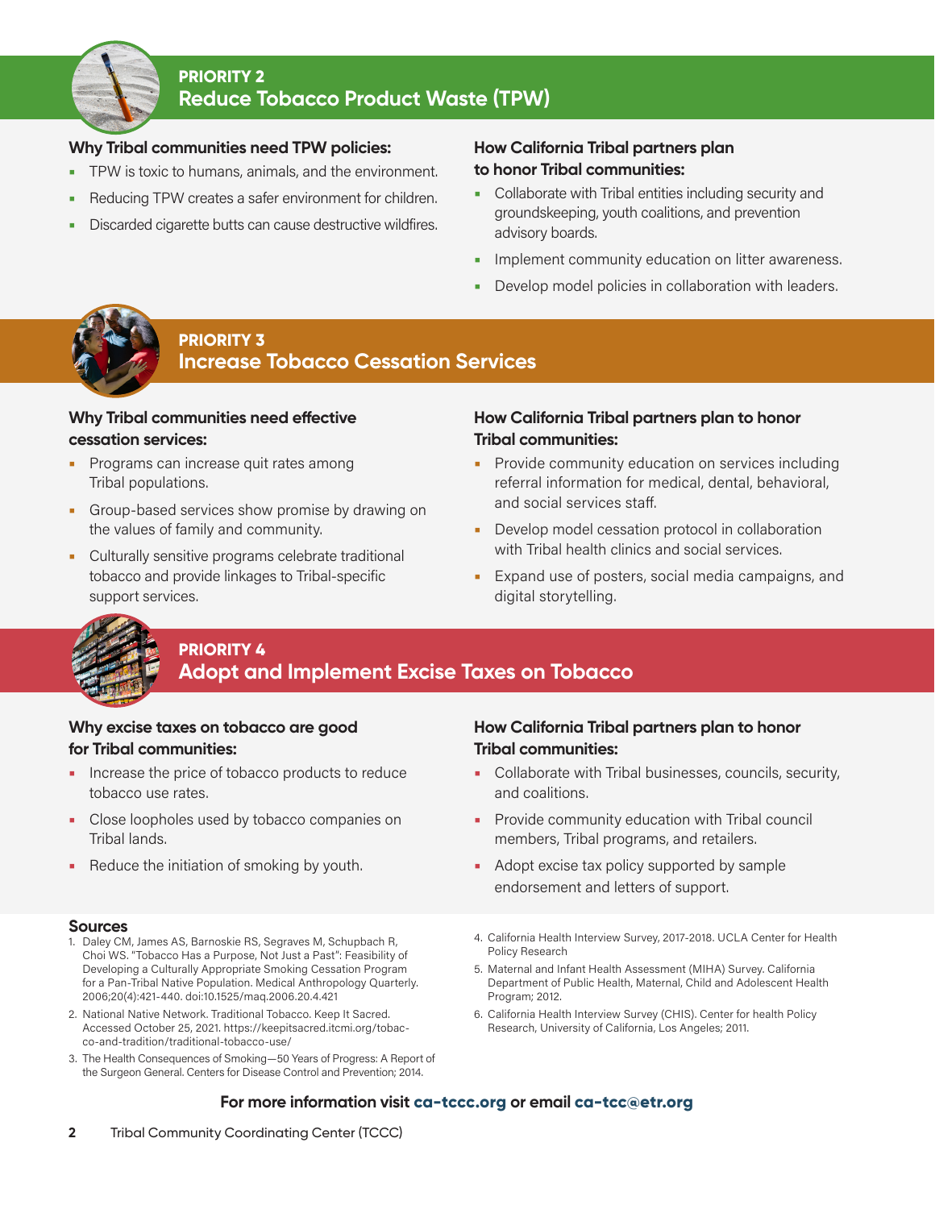## PRIORITY 2
## Reduce Tobacco Product Waste (TPW)

### Why Tribal communities need TPW policies:

- TPW is toxic to humans, animals, and the environment.
- Reducing TPW creates a safer environment for children.
- Discarded cigarette butts can cause destructive wildfires.

### How California Tribal partners plan to honor Tribal communities:

- Collaborate with Tribal entities including security and groundskeeping, youth coalitions, and prevention advisory boards.
- Implement community education on litter awareness.
- Develop model policies in collaboration with leaders.

## PRIORITY 3
## Increase Tobacco Cessation Services

### Why Tribal communities need effective cessation services:

- Programs can increase quit rates among Tribal populations.
- Group-based services show promise by drawing on the values of family and community.
- Culturally sensitive programs celebrate traditional tobacco and provide linkages to Tribal-specific support services.

### How California Tribal partners plan to honor Tribal communities:

- Provide community education on services including referral information for medical, dental, behavioral, and social services staff.
- Develop model cessation protocol in collaboration with Tribal health clinics and social services.
- Expand use of posters, social media campaigns, and digital storytelling.

## PRIORITY 4
## Adopt and Implement Excise Taxes on Tobacco

### Why excise taxes on tobacco are good for Tribal communities:

- Increase the price of tobacco products to reduce tobacco use rates.
- Close loopholes used by tobacco companies on Tribal lands.
- Reduce the initiation of smoking by youth.

### How California Tribal partners plan to honor Tribal communities:

- Collaborate with Tribal businesses, councils, security, and coalitions.
- Provide community education with Tribal council members, Tribal programs, and retailers.
- Adopt excise tax policy supported by sample endorsement and letters of support.

### Sources

1. Daley CM, James AS, Barnoskie RS, Segraves M, Schupbach R, Choi WS. "Tobacco Has a Purpose, Not Just a Past": Feasibility of Developing a Culturally Appropriate Smoking Cessation Program for a Pan-Tribal Native Population. Medical Anthropology Quarterly. 2006;20(4):421-440. doi:10.1525/maq.2006.20.4.421
2. National Native Network. Traditional Tobacco. Keep It Sacred. Accessed October 25, 2021. https://keepitsacred.itcmi.org/tobacco-and-tradition/traditional-tobacco-use/
3. The Health Consequences of Smoking—50 Years of Progress: A Report of the Surgeon General. Centers for Disease Control and Prevention; 2014.
4. California Health Interview Survey, 2017-2018. UCLA Center for Health Policy Research
5. Maternal and Infant Health Assessment (MIHA) Survey. California Department of Public Health, Maternal, Child and Adolescent Health Program; 2012.
6. California Health Interview Survey (CHIS). Center for health Policy Research, University of California, Los Angeles; 2011.

**For more information visit ca-tccc.org or email ca-tcc@etr.org**